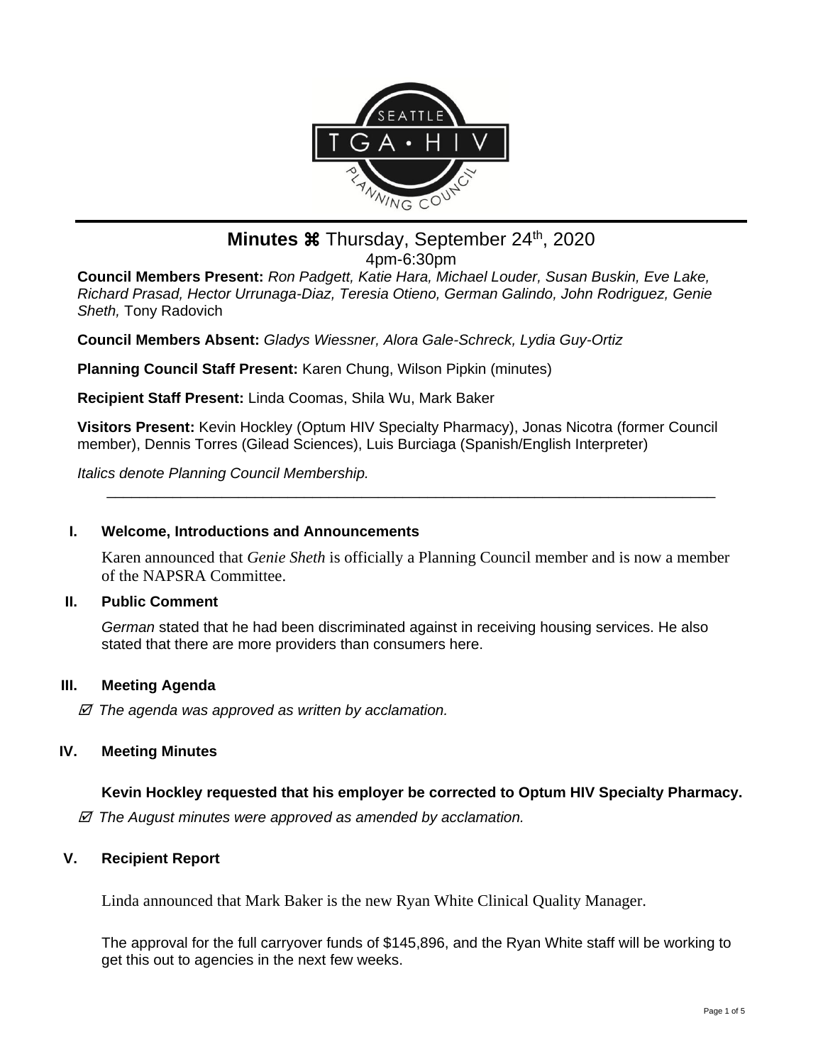# Minutes ⌘ Thursday, September 24th, 2020

4pm-6:30pm

**Council Members Present:** *Ron Padgett, Katie Hara, Michael Louder, Susan Buskin, Eve Lake, Richard Prasad, Hector Urrunaga-Diaz, Teresia Otieno, German Galindo, John Rodriguez, Genie Sheth,* Tony Radovich

**Council Members Absent:** *Gladys Wiessner, Alora Gale-Schreck, Lydia Guy-Ortiz*

**Planning Council Staff Present:** Karen Chung, Wilson Pipkin (minutes)

**Recipient Staff Present:** Linda Coomas, Shila Wu, Mark Baker

**Visitors Present:** Kevin Hockley (Optum HIV Specialty Pharmacy), Jonas Nicotra (former Council member), Dennis Torres (Gilead Sciences), Luis Burciaga (Spanish/English Interpreter)

*Italics denote Planning Council Membership.*

---

## I. Welcome, Introductions and Announcements

Karen announced that *Genie Sheth* is officially a Planning Council member and is now a member of the NAPSRA Committee.

## II. Public Comment

*German* stated that he had been discriminated against in receiving housing services. He also stated that there are more providers than consumers here.

## III. Meeting Agenda

☑ *The agenda was approved as written by acclamation.*

## IV. Meeting Minutes

**Kevin Hockley requested that his employer be corrected to Optum HIV Specialty Pharmacy.**

☑ *The August minutes were approved as amended by acclamation.*

## V. Recipient Report

Linda announced that Mark Baker is the new Ryan White Clinical Quality Manager.

The approval for the full carryover funds of $145,896, and the Ryan White staff will be working to get this out to agencies in the next few weeks.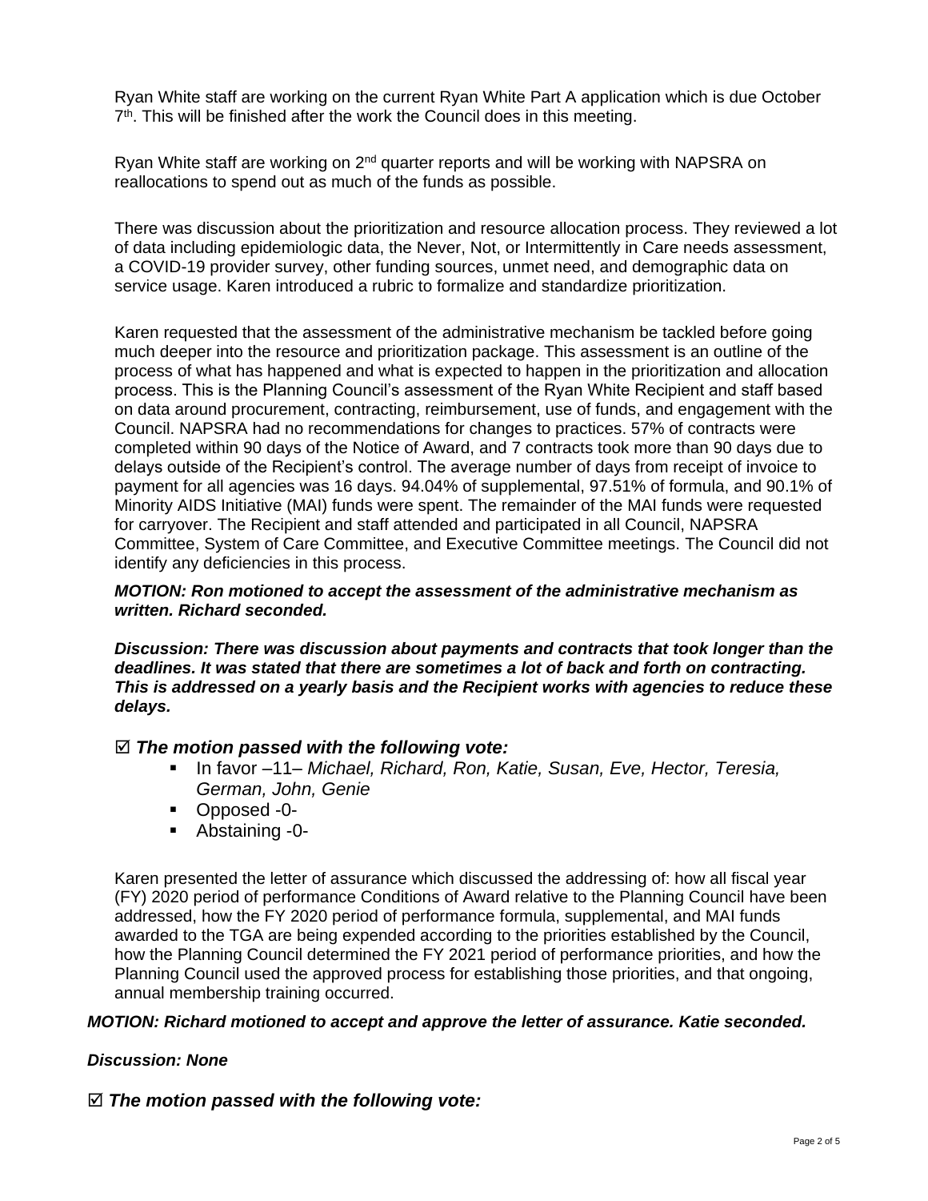Ryan White staff are working on the current Ryan White Part A application which is due October 7th. This will be finished after the work the Council does in this meeting.

Ryan White staff are working on 2nd quarter reports and will be working with NAPSRA on reallocations to spend out as much of the funds as possible.

There was discussion about the prioritization and resource allocation process. They reviewed a lot of data including epidemiologic data, the Never, Not, or Intermittently in Care needs assessment, a COVID-19 provider survey, other funding sources, unmet need, and demographic data on service usage. Karen introduced a rubric to formalize and standardize prioritization.

Karen requested that the assessment of the administrative mechanism be tackled before going much deeper into the resource and prioritization package. This assessment is an outline of the process of what has happened and what is expected to happen in the prioritization and allocation process. This is the Planning Council's assessment of the Ryan White Recipient and staff based on data around procurement, contracting, reimbursement, use of funds, and engagement with the Council. NAPSRA had no recommendations for changes to practices. 57% of contracts were completed within 90 days of the Notice of Award, and 7 contracts took more than 90 days due to delays outside of the Recipient's control. The average number of days from receipt of invoice to payment for all agencies was 16 days. 94.04% of supplemental, 97.51% of formula, and 90.1% of Minority AIDS Initiative (MAI) funds were spent. The remainder of the MAI funds were requested for carryover. The Recipient and staff attended and participated in all Council, NAPSRA Committee, System of Care Committee, and Executive Committee meetings. The Council did not identify any deficiencies in this process.

***MOTION: Ron motioned to accept the assessment of the administrative mechanism as written. Richard seconded.***

***Discussion: There was discussion about payments and contracts that took longer than the deadlines. It was stated that there are sometimes a lot of back and forth on contracting. This is addressed on a yearly basis and the Recipient works with agencies to reduce these delays.***

☑ ***The motion passed with the following vote:***

- In favor –11– *Michael, Richard, Ron, Katie, Susan, Eve, Hector, Teresia, German, John, Genie*
- Opposed -0-
- Abstaining -0-

Karen presented the letter of assurance which discussed the addressing of: how all fiscal year (FY) 2020 period of performance Conditions of Award relative to the Planning Council have been addressed, how the FY 2020 period of performance formula, supplemental, and MAI funds awarded to the TGA are being expended according to the priorities established by the Council, how the Planning Council determined the FY 2021 period of performance priorities, and how the Planning Council used the approved process for establishing those priorities, and that ongoing, annual membership training occurred.

***MOTION: Richard motioned to accept and approve the letter of assurance. Katie seconded.***

***Discussion: None***

☑ ***The motion passed with the following vote:***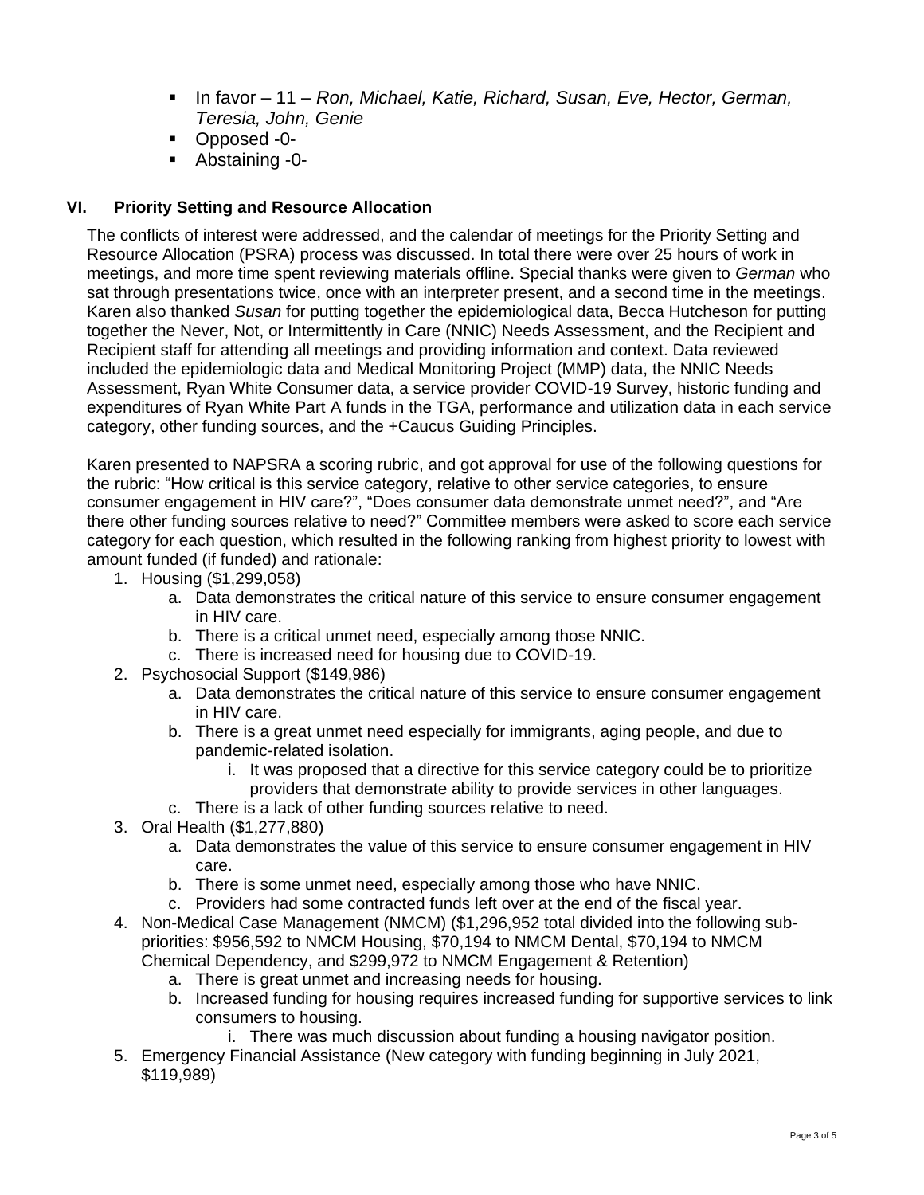- In favor – 11 – *Ron, Michael, Katie, Richard, Susan, Eve, Hector, German, Teresia, John, Genie*
- Opposed -0-
- Abstaining -0-

## VI. Priority Setting and Resource Allocation

The conflicts of interest were addressed, and the calendar of meetings for the Priority Setting and Resource Allocation (PSRA) process was discussed. In total there were over 25 hours of work in meetings, and more time spent reviewing materials offline. Special thanks were given to *German* who sat through presentations twice, once with an interpreter present, and a second time in the meetings. Karen also thanked *Susan* for putting together the epidemiological data, Becca Hutcheson for putting together the Never, Not, or Intermittently in Care (NNIC) Needs Assessment, and the Recipient and Recipient staff for attending all meetings and providing information and context. Data reviewed included the epidemiologic data and Medical Monitoring Project (MMP) data, the NNIC Needs Assessment, Ryan White Consumer data, a service provider COVID-19 Survey, historic funding and expenditures of Ryan White Part A funds in the TGA, performance and utilization data in each service category, other funding sources, and the +Caucus Guiding Principles.

Karen presented to NAPSRA a scoring rubric, and got approval for use of the following questions for the rubric: "How critical is this service category, relative to other service categories, to ensure consumer engagement in HIV care?", "Does consumer data demonstrate unmet need?", and "Are there other funding sources relative to need?" Committee members were asked to score each service category for each question, which resulted in the following ranking from highest priority to lowest with amount funded (if funded) and rationale:

1. Housing ($1,299,058)
   a. Data demonstrates the critical nature of this service to ensure consumer engagement in HIV care.
   b. There is a critical unmet need, especially among those NNIC.
   c. There is increased need for housing due to COVID-19.
2. Psychosocial Support ($149,986)
   a. Data demonstrates the critical nature of this service to ensure consumer engagement in HIV care.
   b. There is a great unmet need especially for immigrants, aging people, and due to pandemic-related isolation.
      i. It was proposed that a directive for this service category could be to prioritize providers that demonstrate ability to provide services in other languages.
   c. There is a lack of other funding sources relative to need.
3. Oral Health ($1,277,880)
   a. Data demonstrates the value of this service to ensure consumer engagement in HIV care.
   b. There is some unmet need, especially among those who have NNIC.
   c. Providers had some contracted funds left over at the end of the fiscal year.
4. Non-Medical Case Management (NMCM) ($1,296,952 total divided into the following sub-priorities: $956,592 to NMCM Housing, $70,194 to NMCM Dental, $70,194 to NMCM Chemical Dependency, and $299,972 to NMCM Engagement & Retention)
   a. There is great unmet and increasing needs for housing.
   b. Increased funding for housing requires increased funding for supportive services to link consumers to housing.
      i. There was much discussion about funding a housing navigator position.
5. Emergency Financial Assistance (New category with funding beginning in July 2021, $119,989)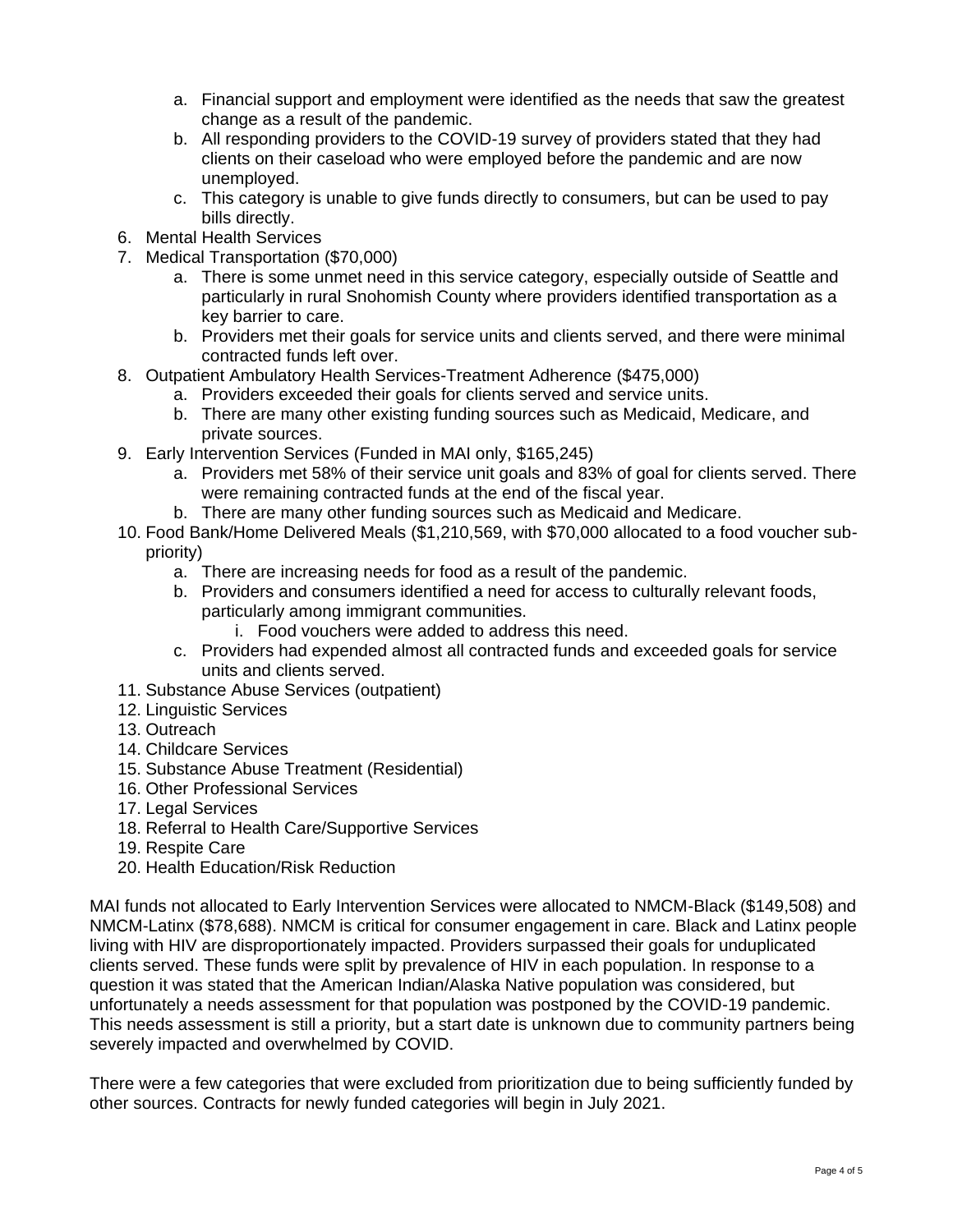a. Financial support and employment were identified as the needs that saw the greatest change as a result of the pandemic.
   b. All responding providers to the COVID-19 survey of providers stated that they had clients on their caseload who were employed before the pandemic and are now unemployed.
   c. This category is unable to give funds directly to consumers, but can be used to pay bills directly.

6. Mental Health Services
7. Medical Transportation ($70,000)
   a. There is some unmet need in this service category, especially outside of Seattle and particularly in rural Snohomish County where providers identified transportation as a key barrier to care.
   b. Providers met their goals for service units and clients served, and there were minimal contracted funds left over.
8. Outpatient Ambulatory Health Services-Treatment Adherence ($475,000)
   a. Providers exceeded their goals for clients served and service units.
   b. There are many other existing funding sources such as Medicaid, Medicare, and private sources.
9. Early Intervention Services (Funded in MAI only, $165,245)
   a. Providers met 58% of their service unit goals and 83% of goal for clients served. There were remaining contracted funds at the end of the fiscal year.
   b. There are many other funding sources such as Medicaid and Medicare.
10. Food Bank/Home Delivered Meals ($1,210,569, with $70,000 allocated to a food voucher sub-priority)
    a. There are increasing needs for food as a result of the pandemic.
    b. Providers and consumers identified a need for access to culturally relevant foods, particularly among immigrant communities.
       i. Food vouchers were added to address this need.
    c. Providers had expended almost all contracted funds and exceeded goals for service units and clients served.
11. Substance Abuse Services (outpatient)
12. Linguistic Services
13. Outreach
14. Childcare Services
15. Substance Abuse Treatment (Residential)
16. Other Professional Services
17. Legal Services
18. Referral to Health Care/Supportive Services
19. Respite Care
20. Health Education/Risk Reduction

MAI funds not allocated to Early Intervention Services were allocated to NMCM-Black ($149,508) and NMCM-Latinx ($78,688). NMCM is critical for consumer engagement in care. Black and Latinx people living with HIV are disproportionately impacted. Providers surpassed their goals for unduplicated clients served. These funds were split by prevalence of HIV in each population. In response to a question it was stated that the American Indian/Alaska Native population was considered, but unfortunately a needs assessment for that population was postponed by the COVID-19 pandemic. This needs assessment is still a priority, but a start date is unknown due to community partners being severely impacted and overwhelmed by COVID.

There were a few categories that were excluded from prioritization due to being sufficiently funded by other sources. Contracts for newly funded categories will begin in July 2021.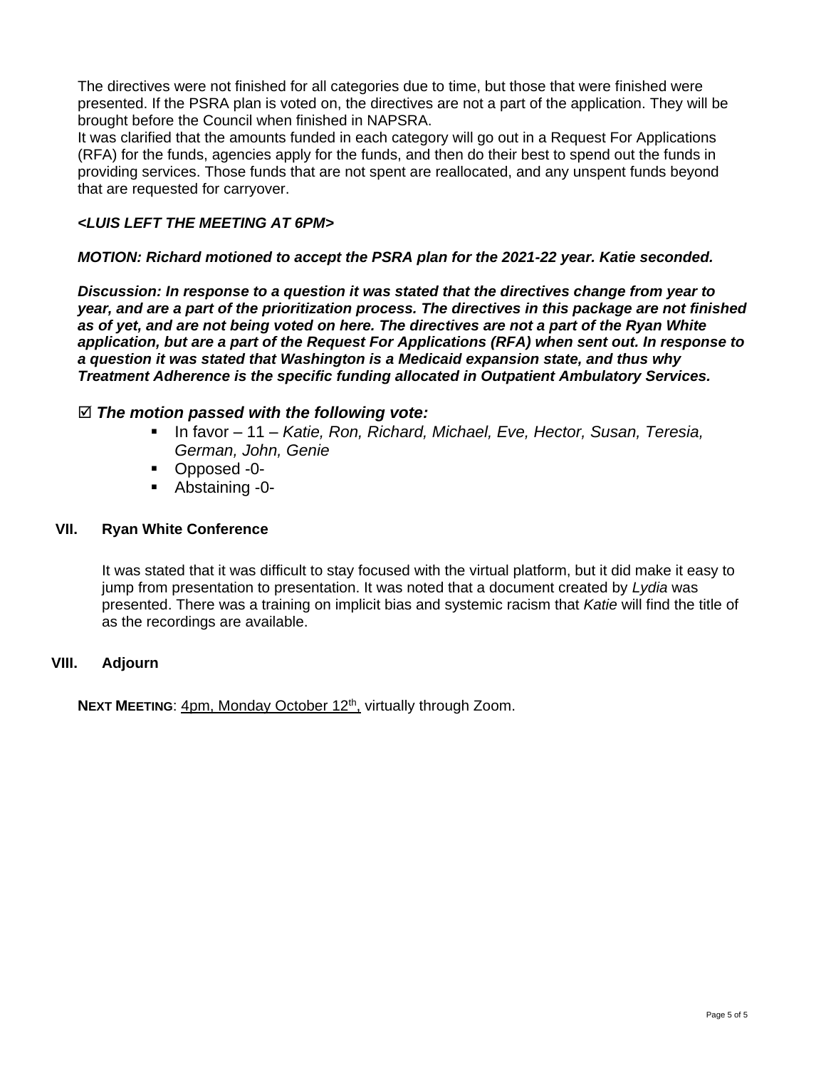The directives were not finished for all categories due to time, but those that were finished were presented. If the PSRA plan is voted on, the directives are not a part of the application. They will be brought before the Council when finished in NAPSRA.

It was clarified that the amounts funded in each category will go out in a Request For Applications (RFA) for the funds, agencies apply for the funds, and then do their best to spend out the funds in providing services. Those funds that are not spent are reallocated, and any unspent funds beyond that are requested for carryover.

***<LUIS LEFT THE MEETING AT 6PM>***

***MOTION: Richard motioned to accept the PSRA plan for the 2021-22 year. Katie seconded.***

***Discussion: In response to a question it was stated that the directives change from year to year, and are a part of the prioritization process. The directives in this package are not finished as of yet, and are not being voted on here. The directives are not a part of the Ryan White application, but are a part of the Request For Applications (RFA) when sent out. In response to a question it was stated that Washington is a Medicaid expansion state, and thus why Treatment Adherence is the specific funding allocated in Outpatient Ambulatory Services.***

☑ ***The motion passed with the following vote:***

- In favor – 11 – *Katie, Ron, Richard, Michael, Eve, Hector, Susan, Teresia, German, John, Genie*
- Opposed -0-
- Abstaining -0-

## VII. Ryan White Conference

It was stated that it was difficult to stay focused with the virtual platform, but it did make it easy to jump from presentation to presentation. It was noted that a document created by *Lydia* was presented. There was a training on implicit bias and systemic racism that *Katie* will find the title of as the recordings are available.

## VIII. Adjourn

**NEXT MEETING**: 4pm, Monday October 12th, virtually through Zoom.